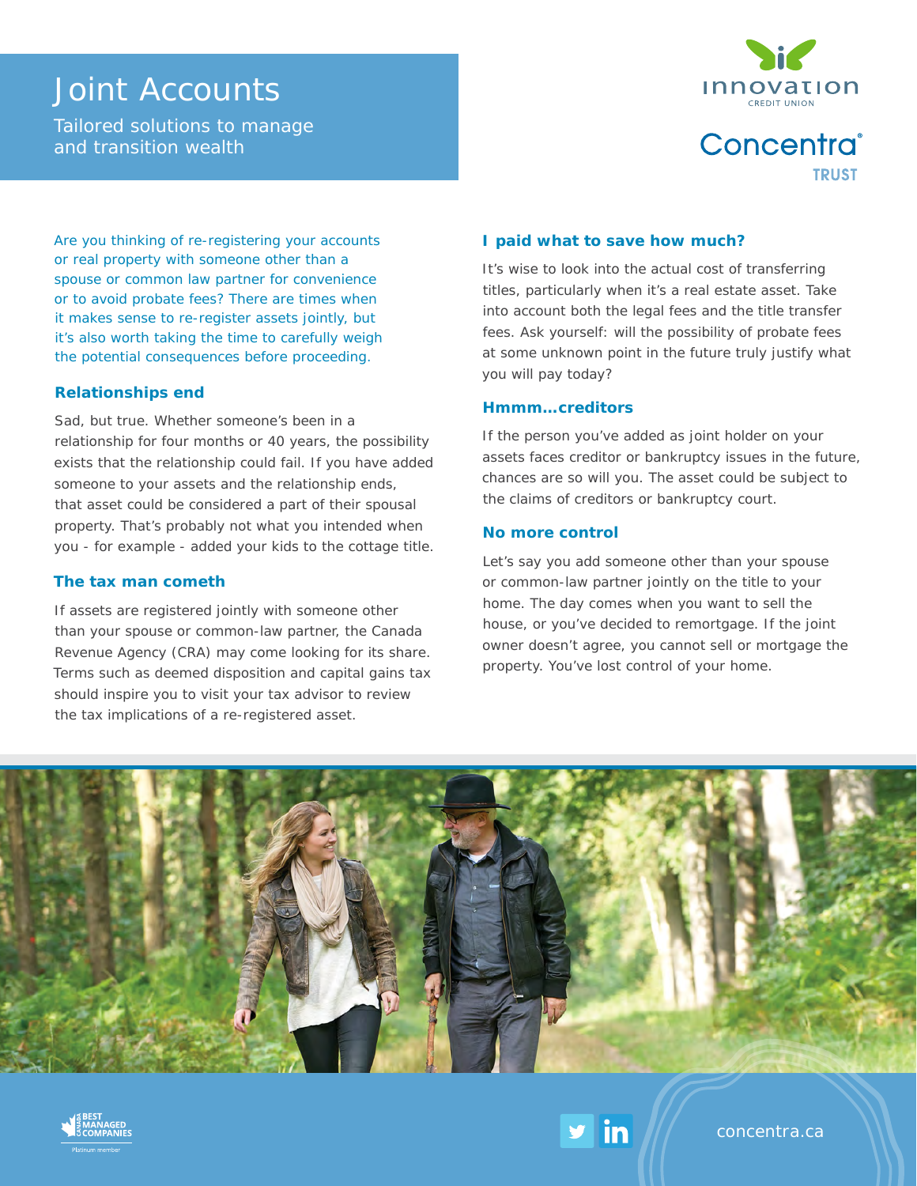# Joint Accounts

Tailored solutions to manage and transition wealth

Innovation Credit Union

Concentra Trust

Are you thinking of re-registering your accounts or real property with someone other than a spouse or common law partner for convenience or to avoid probate fees? There are times when it makes sense to re-register assets jointly, but it's also worth taking the time to carefully weigh the potential consequences before proceeding.

### Relationships end

Sad, but true. Whether someone's been in a relationship for four months or 40 years, the possibility exists that the relationship could fail. If you have added someone to your assets and the relationship ends, that asset could be considered a part of their spousal property. That's probably not what you intended when you - for example - added your kids to the cottage title.

### The tax man cometh

If assets are registered jointly with someone other than your spouse or common-law partner, the Canada Revenue Agency (CRA) may come looking for its share. Terms such as deemed disposition and capital gains tax should inspire you to visit your tax advisor to review the tax implications of a re-registered asset.

### I paid what to save how much?

It's wise to look into the actual cost of transferring titles, particularly when it's a real estate asset. Take into account both the legal fees and the title transfer fees. Ask yourself: will the possibility of probate fees at some unknown point in the future truly justify what you will pay today?

### Hmmm…creditors

If the person you've added as joint holder on your assets faces creditor or bankruptcy issues in the future, chances are so will you. The asset could be subject to the claims of creditors or bankruptcy court.

### No more control

Let's say you add someone other than your spouse or common-law partner jointly on the title to your home. The day comes when you want to sell the house, or you've decided to remortgage. If the joint owner doesn't agree, you cannot sell or mortgage the property. You've lost control of your home.

Canada's Best Managed Companies – Platinum member

concentra.ca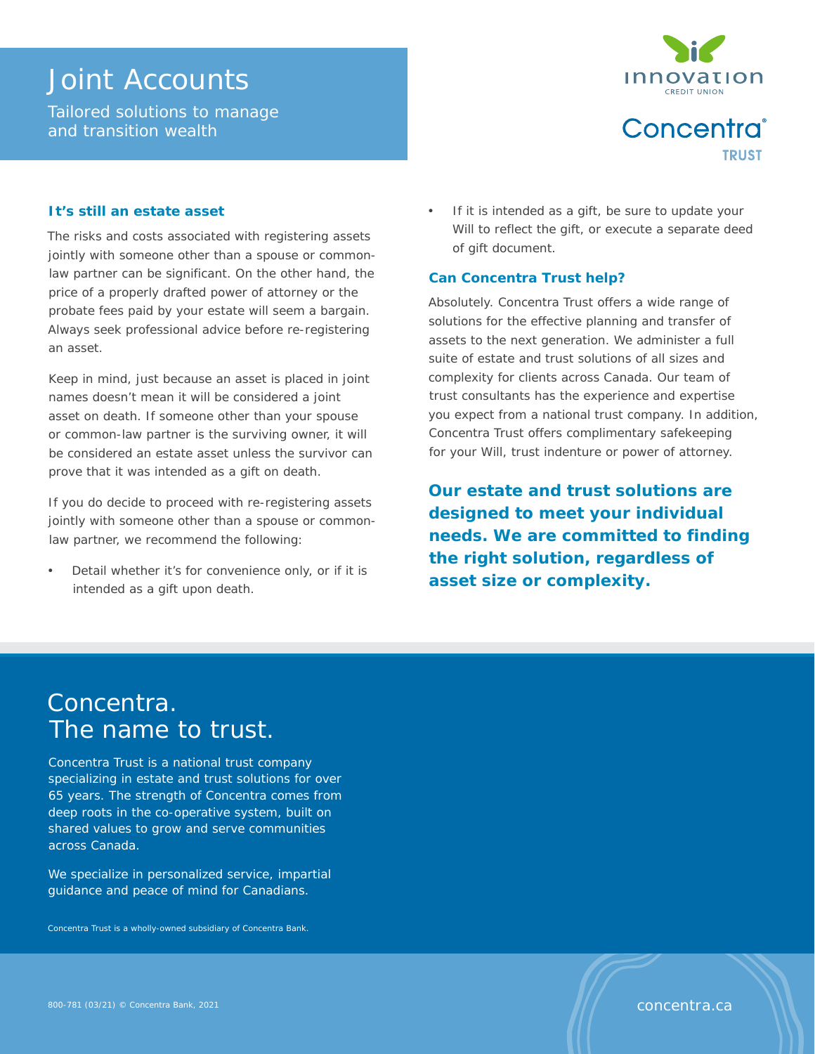# Joint Accounts

Tailored solutions to manage and transition wealth

Innovation Credit Union

Concentra Trust

### It's still an estate asset

The risks and costs associated with registering assets jointly with someone other than a spouse or common-law partner can be significant. On the other hand, the price of a properly drafted power of attorney or the probate fees paid by your estate will seem a bargain. Always seek professional advice before re-registering an asset.

Keep in mind, just because an asset is placed in joint names doesn't mean it will be considered a joint asset on death. If someone other than your spouse or common-law partner is the surviving owner, it will be considered an estate asset unless the survivor can prove that it was intended as a gift on death.

If you do decide to proceed with re-registering assets jointly with someone other than a spouse or common-law partner, we recommend the following:

- Detail whether it's for convenience only, or if it is intended as a gift upon death.
- If it is intended as a gift, be sure to update your Will to reflect the gift, or execute a separate deed of gift document.

### Can Concentra Trust help?

Absolutely. Concentra Trust offers a wide range of solutions for the effective planning and transfer of assets to the next generation. We administer a full suite of estate and trust solutions of all sizes and complexity for clients across Canada. Our team of trust consultants has the experience and expertise you expect from a national trust company. In addition, Concentra Trust offers complimentary safekeeping for your Will, trust indenture or power of attorney.

**Our estate and trust solutions are designed to meet your individual needs. We are committed to finding the right solution, regardless of asset size or complexity.**

## Concentra. The name to trust.

Concentra Trust is a national trust company specializing in estate and trust solutions for over 65 years. The strength of Concentra comes from deep roots in the co-operative system, built on shared values to grow and serve communities across Canada.

We specialize in personalized service, impartial guidance and peace of mind for Canadians.

Concentra Trust is a wholly-owned subsidiary of Concentra Bank.

800-781 (03/21) © Concentra Bank, 2021

concentra.ca